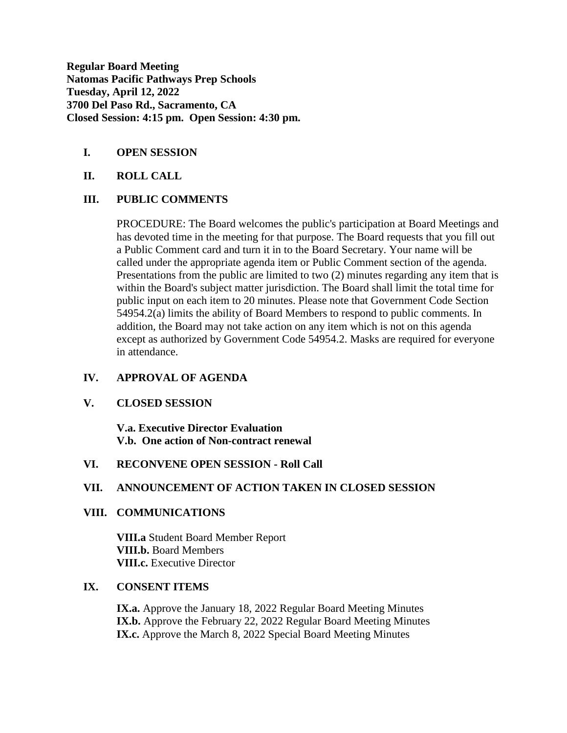**Regular Board Meeting**
**Natomas Pacific Pathways Prep Schools**
**Tuesday, April 12, 2022**
**3700 Del Paso Rd., Sacramento, CA**
**Closed Session: 4:15 pm. Open Session: 4:30 pm.**

## I. OPEN SESSION

## II. ROLL CALL

## III. PUBLIC COMMENTS

PROCEDURE: The Board welcomes the public's participation at Board Meetings and has devoted time in the meeting for that purpose. The Board requests that you fill out a Public Comment card and turn it in to the Board Secretary. Your name will be called under the appropriate agenda item or Public Comment section of the agenda. Presentations from the public are limited to two (2) minutes regarding any item that is within the Board's subject matter jurisdiction. The Board shall limit the total time for public input on each item to 20 minutes. Please note that Government Code Section 54954.2(a) limits the ability of Board Members to respond to public comments. In addition, the Board may not take action on any item which is not on this agenda except as authorized by Government Code 54954.2. Masks are required for everyone in attendance.

## IV. APPROVAL OF AGENDA

## V. CLOSED SESSION

**V.a. Executive Director Evaluation**
**V.b. One action of Non-contract renewal**

## VI. RECONVENE OPEN SESSION - Roll Call

## VII. ANNOUNCEMENT OF ACTION TAKEN IN CLOSED SESSION

## VIII. COMMUNICATIONS

**VIII.a** Student Board Member Report
**VIII.b.** Board Members
**VIII.c.** Executive Director

## IX. CONSENT ITEMS

**IX.a.** Approve the January 18, 2022 Regular Board Meeting Minutes
**IX.b.** Approve the February 22, 2022 Regular Board Meeting Minutes
**IX.c.** Approve the March 8, 2022 Special Board Meeting Minutes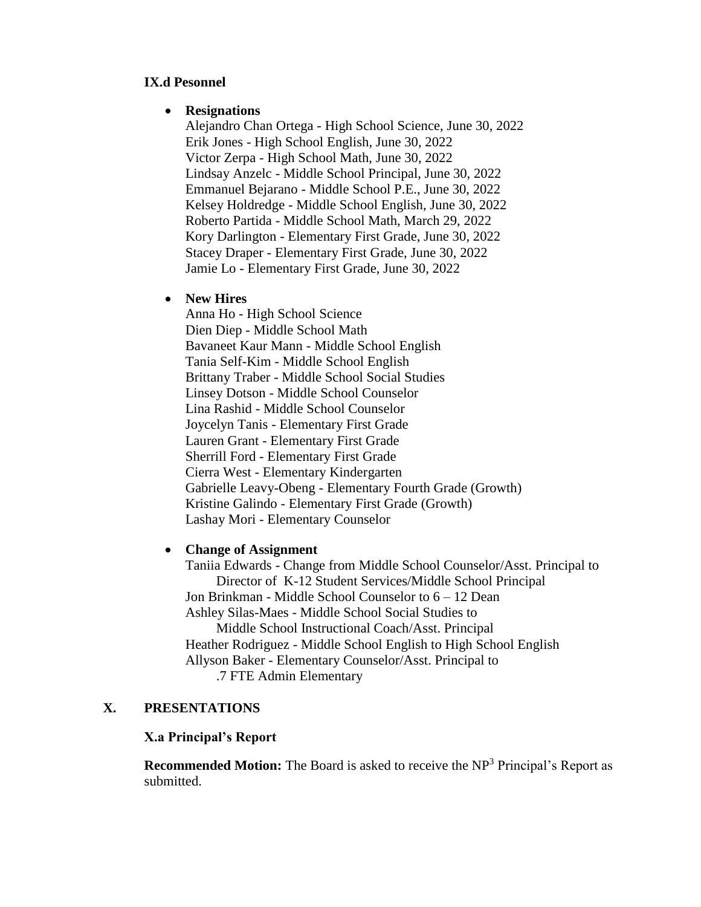### IX.d Pesonnel

- **Resignations**

  Alejandro Chan Ortega - High School Science, June 30, 2022
  Erik Jones - High School English, June 30, 2022
  Victor Zerpa - High School Math, June 30, 2022
  Lindsay Anzelc - Middle School Principal, June 30, 2022
  Emmanuel Bejarano - Middle School P.E., June 30, 2022
  Kelsey Holdredge - Middle School English, June 30, 2022
  Roberto Partida - Middle School Math, March 29, 2022
  Kory Darlington - Elementary First Grade, June 30, 2022
  Stacey Draper - Elementary First Grade, June 30, 2022
  Jamie Lo - Elementary First Grade, June 30, 2022

- **New Hires**

  Anna Ho - High School Science
  Dien Diep - Middle School Math
  Bavaneet Kaur Mann - Middle School English
  Tania Self-Kim - Middle School English
  Brittany Traber - Middle School Social Studies
  Linsey Dotson - Middle School Counselor
  Lina Rashid - Middle School Counselor
  Joycelyn Tanis - Elementary First Grade
  Lauren Grant - Elementary First Grade
  Sherrill Ford - Elementary First Grade
  Cierra West - Elementary Kindergarten
  Gabrielle Leavy-Obeng - Elementary Fourth Grade (Growth)
  Kristine Galindo - Elementary First Grade (Growth)
  Lashay Mori - Elementary Counselor

- **Change of Assignment**

  Taniia Edwards - Change from Middle School Counselor/Asst. Principal to
  Director of K-12 Student Services/Middle School Principal
  Jon Brinkman - Middle School Counselor to 6 – 12 Dean
  Ashley Silas-Maes - Middle School Social Studies to
  Middle School Instructional Coach/Asst. Principal
  Heather Rodriguez - Middle School English to High School English
  Allyson Baker - Elementary Counselor/Asst. Principal to
  .7 FTE Admin Elementary

## X. PRESENTATIONS

### X.a Principal's Report

**Recommended Motion:** The Board is asked to receive the NP[3] Principal's Report as submitted.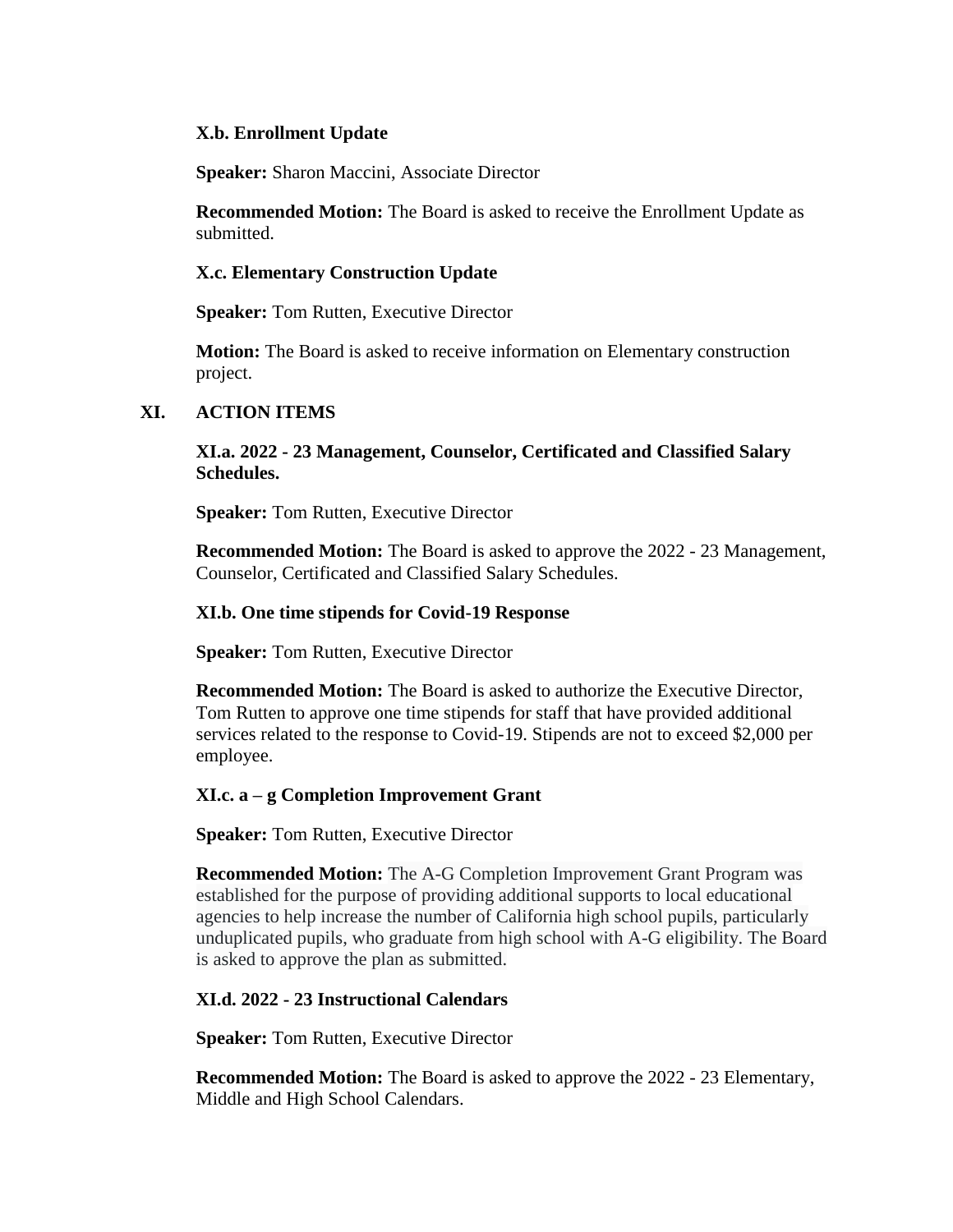### X.b. Enrollment Update

**Speaker:** Sharon Maccini, Associate Director

**Recommended Motion:** The Board is asked to receive the Enrollment Update as submitted.

### X.c. Elementary Construction Update

**Speaker:** Tom Rutten, Executive Director

**Motion:** The Board is asked to receive information on Elementary construction project.

## XI. ACTION ITEMS

### XI.a. 2022 - 23 Management, Counselor, Certificated and Classified Salary Schedules.

**Speaker:** Tom Rutten, Executive Director

**Recommended Motion:** The Board is asked to approve the 2022 - 23 Management, Counselor, Certificated and Classified Salary Schedules.

### XI.b. One time stipends for Covid-19 Response

**Speaker:** Tom Rutten, Executive Director

**Recommended Motion:** The Board is asked to authorize the Executive Director, Tom Rutten to approve one time stipends for staff that have provided additional services related to the response to Covid-19. Stipends are not to exceed $2,000 per employee.

### XI.c. a – g Completion Improvement Grant

**Speaker:** Tom Rutten, Executive Director

**Recommended Motion:** The A-G Completion Improvement Grant Program was established for the purpose of providing additional supports to local educational agencies to help increase the number of California high school pupils, particularly unduplicated pupils, who graduate from high school with A-G eligibility. The Board is asked to approve the plan as submitted.

### XI.d. 2022 - 23 Instructional Calendars

**Speaker:** Tom Rutten, Executive Director

**Recommended Motion:** The Board is asked to approve the 2022 - 23 Elementary, Middle and High School Calendars.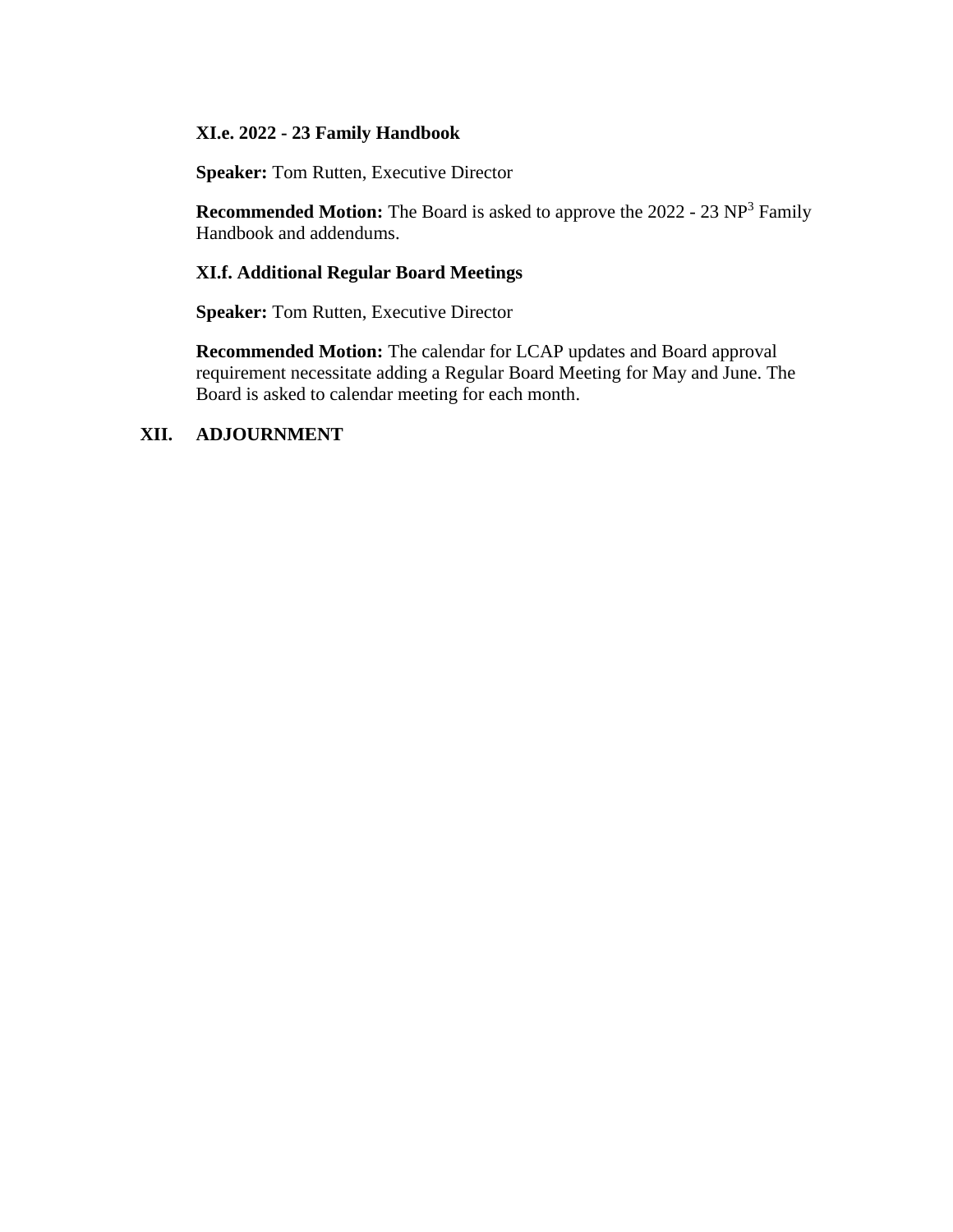**XI.e. 2022 - 23 Family Handbook**

**Speaker:** Tom Rutten, Executive Director

**Recommended Motion:** The Board is asked to approve the 2022 - 23 NP$^3$ Family Handbook and addendums.

**XI.f. Additional Regular Board Meetings**

**Speaker:** Tom Rutten, Executive Director

**Recommended Motion:** The calendar for LCAP updates and Board approval requirement necessitate adding a Regular Board Meeting for May and June. The Board is asked to calendar meeting for each month.

**XII. ADJOURNMENT**